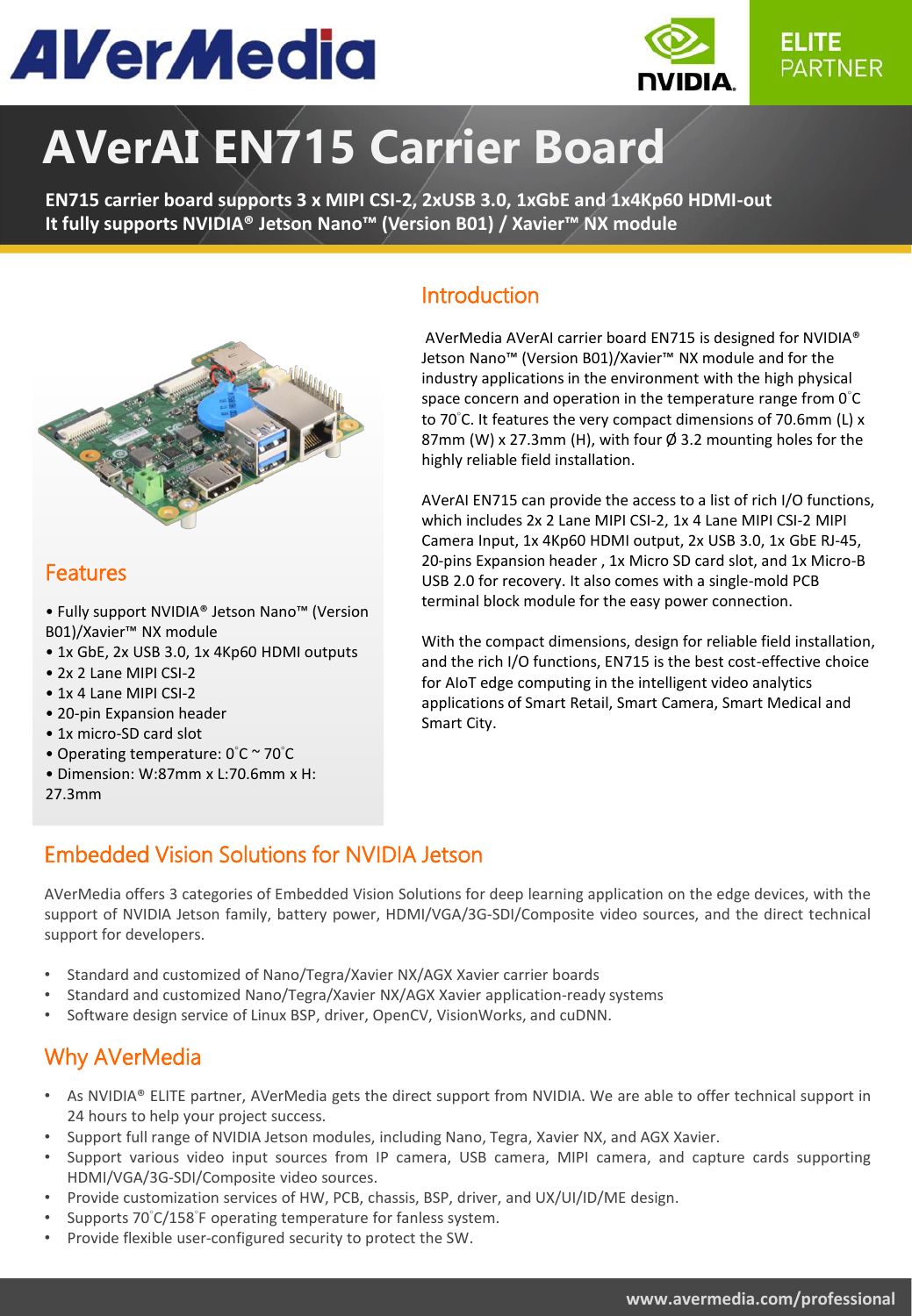# AVerAI EN715 Carrier Board

**EN715 carrier board supports 3 x MIPI CSI-2, 2xUSB 3.0, 1xGbE and 1x4Kp60 HDMI-out**
**It fully supports NVIDIA® Jetson Nano™ (Version B01) / Xavier™ NX module**

## Introduction

AVerMedia AVerAI carrier board EN715 is designed for NVIDIA® Jetson Nano™ (Version B01)/Xavier™ NX module and for the industry applications in the environment with the high physical space concern and operation in the temperature range from 0˚C to 70˚C. It features the very compact dimensions of 70.6mm (L) x 87mm (W) x 27.3mm (H), with four Ø 3.2 mounting holes for the highly reliable field installation.

AVerAI EN715 can provide the access to a list of rich I/O functions, which includes 2x 2 Lane MIPI CSI-2, 1x 4 Lane MIPI CSI-2 MIPI Camera Input, 1x 4Kp60 HDMI output, 2x USB 3.0, 1x GbE RJ-45, 20-pins Expansion header , 1x Micro SD card slot, and 1x Micro-B USB 2.0 for recovery. It also comes with a single-mold PCB terminal block module for the easy power connection.

With the compact dimensions, design for reliable field installation, and the rich I/O functions, EN715 is the best cost-effective choice for AIoT edge computing in the intelligent video analytics applications of Smart Retail, Smart Camera, Smart Medical and Smart City.

## Features

- Fully support NVIDIA® Jetson Nano™ (Version B01)/Xavier™ NX module
- 1x GbE, 2x USB 3.0, 1x 4Kp60 HDMI outputs
- 2x 2 Lane MIPI CSI-2
- 1x 4 Lane MIPI CSI-2
- 20-pin Expansion header
- 1x micro-SD card slot
- Operating temperature: 0˚C ~ 70˚C
- Dimension: W:87mm x L:70.6mm x H: 27.3mm

## Embedded Vision Solutions for NVIDIA Jetson

AVerMedia offers 3 categories of Embedded Vision Solutions for deep learning application on the edge devices, with the support of NVIDIA Jetson family, battery power, HDMI/VGA/3G-SDI/Composite video sources, and the direct technical support for developers.

- Standard and customized of Nano/Tegra/Xavier NX/AGX Xavier carrier boards
- Standard and customized Nano/Tegra/Xavier NX/AGX Xavier application-ready systems
- Software design service of Linux BSP, driver, OpenCV, VisionWorks, and cuDNN.

## Why AVerMedia

- As NVIDIA® ELITE partner, AVerMedia gets the direct support from NVIDIA. We are able to offer technical support in 24 hours to help your project success.
- Support full range of NVIDIA Jetson modules, including Nano, Tegra, Xavier NX, and AGX Xavier.
- Support various video input sources from IP camera, USB camera, MIPI camera, and capture cards supporting HDMI/VGA/3G-SDI/Composite video sources.
- Provide customization services of HW, PCB, chassis, BSP, driver, and UX/UI/ID/ME design.
- Supports 70˚C/158˚F operating temperature for fanless system.
- Provide flexible user-configured security to protect the SW.

www.avermedia.com/professional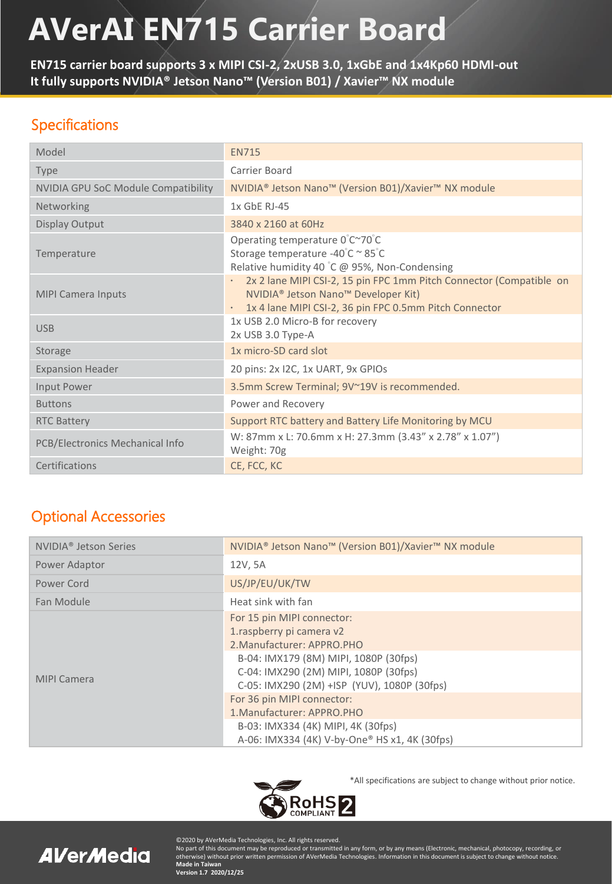# AVerAI EN715 Carrier Board

**EN715 carrier board supports 3 x MIPI CSI-2, 2xUSB 3.0, 1xGbE and 1x4Kp60 HDMI-out**
**It fully supports NVIDIA® Jetson Nano™ (Version B01) / Xavier™ NX module**

## Specifications

| | |
|---|---|
| Model | EN715 |
| Type | Carrier Board |
| NVIDIA GPU SoC Module Compatibility | NVIDIA® Jetson Nano™ (Version B01)/Xavier™ NX module |
| Networking | 1x GbE RJ-45 |
| Display Output | 3840 x 2160 at 60Hz |
| Temperature | Operating temperature 0˚C~70˚C<br>Storage temperature -40˚C ~ 85˚C<br>Relative humidity 40 ˚C @ 95%, Non-Condensing |
| MIPI Camera Inputs | • 2x 2 lane MIPI CSI-2, 15 pin FPC 1mm Pitch Connector (Compatible on NVIDIA® Jetson Nano™ Developer Kit)<br>• 1x 4 lane MIPI CSI-2, 36 pin FPC 0.5mm Pitch Connector |
| USB | 1x USB 2.0 Micro-B for recovery<br>2x USB 3.0 Type-A |
| Storage | 1x micro-SD card slot |
| Expansion Header | 20 pins: 2x I2C, 1x UART, 9x GPIOs |
| Input Power | 3.5mm Screw Terminal; 9V~19V is recommended. |
| Buttons | Power and Recovery |
| RTC Battery | Support RTC battery and Battery Life Monitoring by MCU |
| PCB/Electronics Mechanical Info | W: 87mm x L: 70.6mm x H: 27.3mm (3.43" x 2.78" x 1.07")<br>Weight: 70g |
| Certifications | CE, FCC, KC |

## Optional Accessories

| | |
|---|---|
| NVIDIA® Jetson Series | NVIDIA® Jetson Nano™ (Version B01)/Xavier™ NX module |
| Power Adaptor | 12V, 5A |
| Power Cord | US/JP/EU/UK/TW |
| Fan Module | Heat sink with fan |
| MIPI Camera | For 15 pin MIPI connector:<br>1.raspberry pi camera v2<br>2.Manufacturer: APPRO.PHO<br>B-04: IMX179 (8M) MIPI, 1080P (30fps)<br>C-04: IMX290 (2M) MIPI, 1080P (30fps)<br>C-05: IMX290 (2M) +ISP (YUV), 1080P (30fps)<br>For 36 pin MIPI connector:<br>1.Manufacturer: APPRO.PHO<br>B-03: IMX334 (4K) MIPI, 4K (30fps)<br>A-06: IMX334 (4K) V-by-One® HS x1, 4K (30fps) |

*All specifications are subject to change without prior notice.

RoHS 2 COMPLIANT

AVerMedia

©2020 by AVerMedia Technologies, Inc. All rights reserved.
No part of this document may be reproduced or transmitted in any form, or by any means (Electronic, mechanical, photocopy, recording, or otherwise) without prior written permission of AVerMedia Technologies. Information in this document is subject to change without notice.
**Made in Taiwan**
**Version 1.7 2020/12/25**